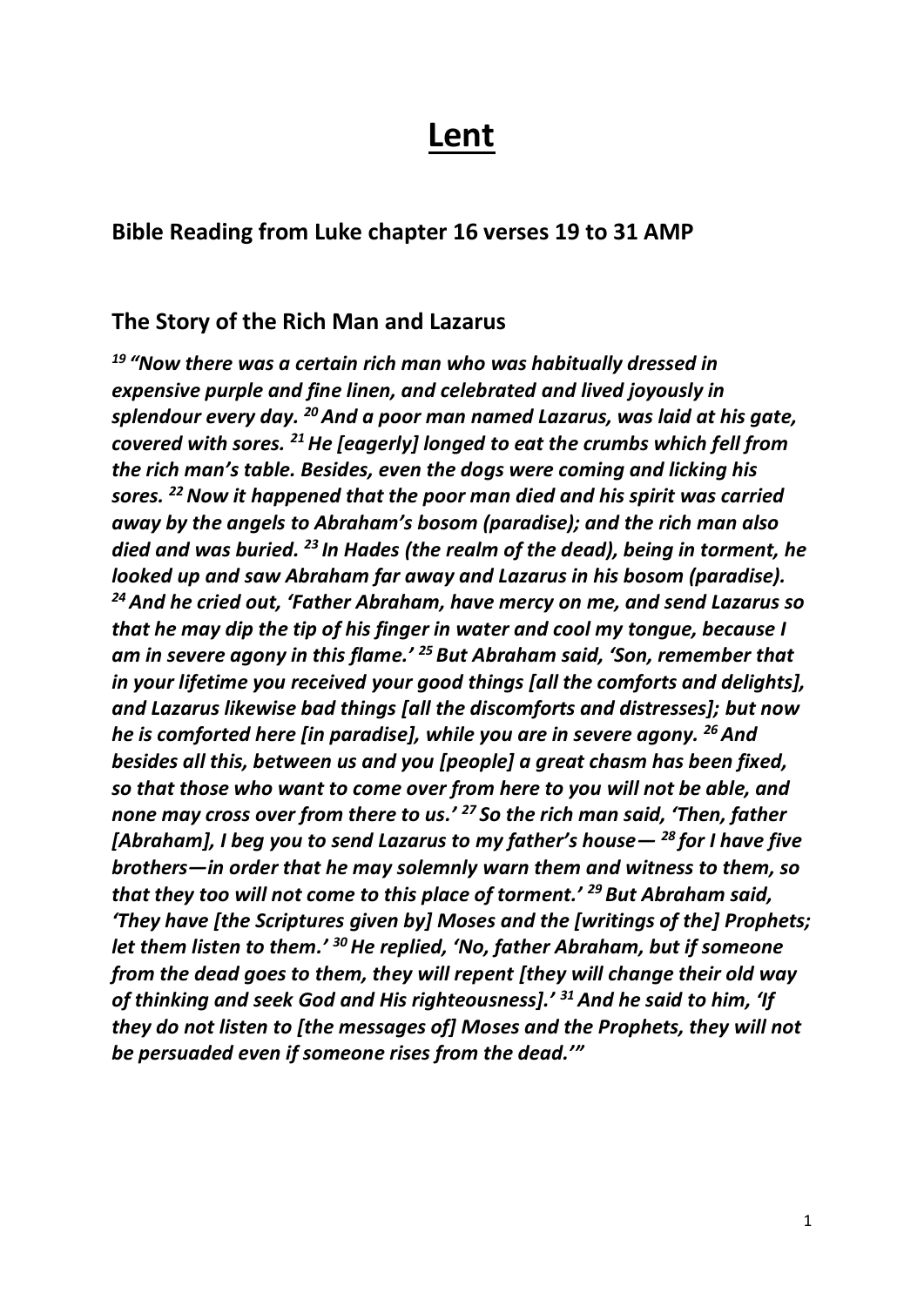# Lent

### Bible Reading from Luke chapter 16 verses 19 to 31 AMP

### The Story of the Rich Man and Lazarus

***[19] "Now there was a certain rich man who was habitually dressed in expensive purple and fine linen, and celebrated and lived joyously in splendour every day. [20] And a poor man named Lazarus, was laid at his gate, covered with sores. [21] He [eagerly] longed to eat the crumbs which fell from the rich man's table. Besides, even the dogs were coming and licking his sores. [22] Now it happened that the poor man died and his spirit was carried away by the angels to Abraham's bosom (paradise); and the rich man also died and was buried. [23] In Hades (the realm of the dead), being in torment, he looked up and saw Abraham far away and Lazarus in his bosom (paradise). [24] And he cried out, 'Father Abraham, have mercy on me, and send Lazarus so that he may dip the tip of his finger in water and cool my tongue, because I am in severe agony in this flame.' [25] But Abraham said, 'Son, remember that in your lifetime you received your good things [all the comforts and delights], and Lazarus likewise bad things [all the discomforts and distresses]; but now he is comforted here [in paradise], while you are in severe agony. [26] And besides all this, between us and you [people] a great chasm has been fixed, so that those who want to come over from here to you will not be able, and none may cross over from there to us.' [27] So the rich man said, 'Then, father [Abraham], I beg you to send Lazarus to my father's house— [28] for I have five brothers—in order that he may solemnly warn them and witness to them, so that they too will not come to this place of torment.' [29] But Abraham said, 'They have [the Scriptures given by] Moses and the [writings of the] Prophets; let them listen to them.' [30] He replied, 'No, father Abraham, but if someone from the dead goes to them, they will repent [they will change their old way of thinking and seek God and His righteousness].' [31] And he said to him, 'If they do not listen to [the messages of] Moses and the Prophets, they will not be persuaded even if someone rises from the dead.'"***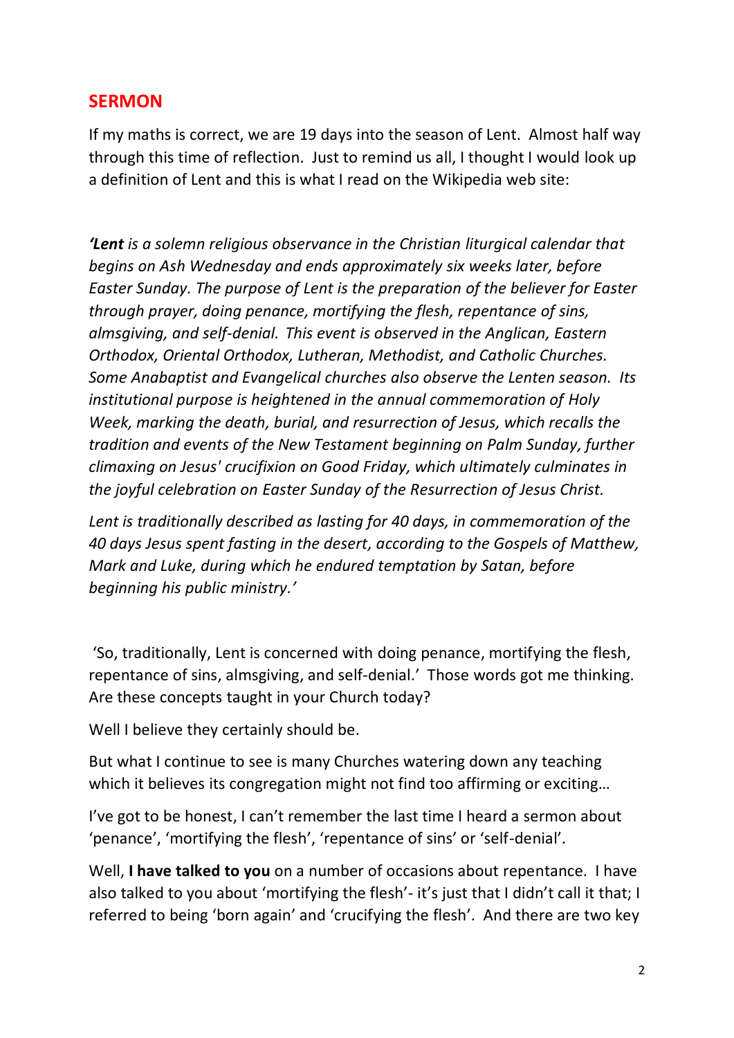## SERMON

If my maths is correct, we are 19 days into the season of Lent. Almost half way through this time of reflection. Just to remind us all, I thought I would look up a definition of Lent and this is what I read on the Wikipedia web site:

*‘**Lent** is a solemn religious observance in the Christian liturgical calendar that begins on Ash Wednesday and ends approximately six weeks later, before Easter Sunday. The purpose of Lent is the preparation of the believer for Easter through prayer, doing penance, mortifying the flesh, repentance of sins, almsgiving, and self-denial. This event is observed in the Anglican, Eastern Orthodox, Oriental Orthodox, Lutheran, Methodist, and Catholic Churches. Some Anabaptist and Evangelical churches also observe the Lenten season. Its institutional purpose is heightened in the annual commemoration of Holy Week, marking the death, burial, and resurrection of Jesus, which recalls the tradition and events of the New Testament beginning on Palm Sunday, further climaxing on Jesus' crucifixion on Good Friday, which ultimately culminates in the joyful celebration on Easter Sunday of the Resurrection of Jesus Christ.*

*Lent is traditionally described as lasting for 40 days, in commemoration of the 40 days Jesus spent fasting in the desert, according to the Gospels of Matthew, Mark and Luke, during which he endured temptation by Satan, before beginning his public ministry.’*

‘So, traditionally, Lent is concerned with doing penance, mortifying the flesh, repentance of sins, almsgiving, and self-denial.’ Those words got me thinking. Are these concepts taught in your Church today?

Well I believe they certainly should be.

But what I continue to see is many Churches watering down any teaching which it believes its congregation might not find too affirming or exciting…

I’ve got to be honest, I can’t remember the last time I heard a sermon about ‘penance’, ‘mortifying the flesh’, ‘repentance of sins’ or ‘self-denial’.

Well, **I have talked to you** on a number of occasions about repentance. I have also talked to you about ‘mortifying the flesh’- it’s just that I didn’t call it that; I referred to being ‘born again’ and ‘crucifying the flesh’. And there are two key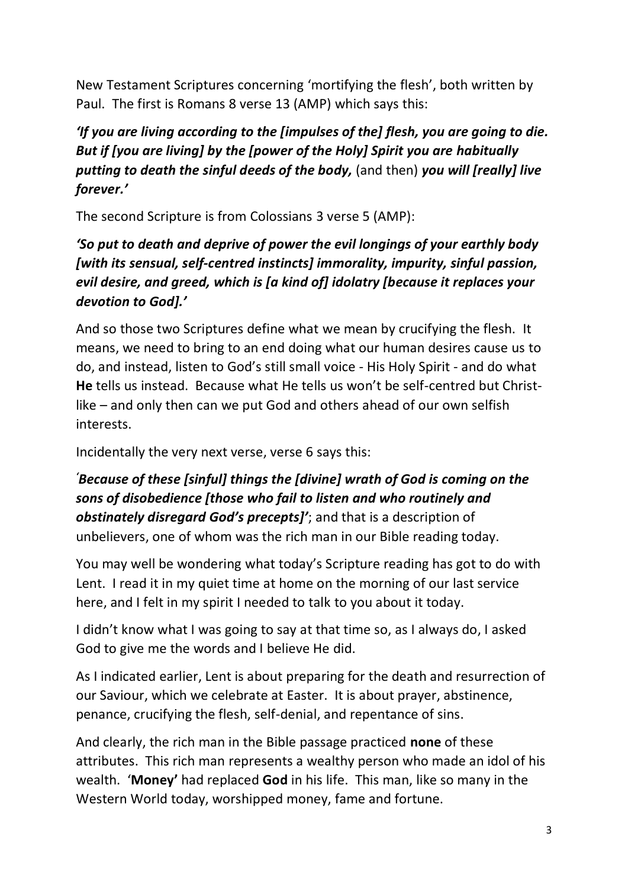New Testament Scriptures concerning 'mortifying the flesh', both written by Paul. The first is Romans 8 verse 13 (AMP) which says this:

***'If you are living according to the [impulses of the] flesh, you are going to die. But if [you are living] by the [power of the Holy] Spirit you are habitually putting to death the sinful deeds of the body,*** (and then) ***you will [really] live forever.'***

The second Scripture is from Colossians 3 verse 5 (AMP):

***'So put to death and deprive of power the evil longings of your earthly body [with its sensual, self-centred instincts] immorality, impurity, sinful passion, evil desire, and greed, which is [a kind of] idolatry [because it replaces your devotion to God].'***

And so those two Scriptures define what we mean by crucifying the flesh. It means, we need to bring to an end doing what our human desires cause us to do, and instead, listen to God's still small voice - His Holy Spirit - and do what **He** tells us instead. Because what He tells us won't be self-centred but Christ-like – and only then can we put God and others ahead of our own selfish interests.

Incidentally the very next verse, verse 6 says this:

***'Because of these [sinful] things the [divine] wrath of God is coming on the sons of disobedience [those who fail to listen and who routinely and obstinately disregard God's precepts]'***; and that is a description of unbelievers, one of whom was the rich man in our Bible reading today.

You may well be wondering what today's Scripture reading has got to do with Lent. I read it in my quiet time at home on the morning of our last service here, and I felt in my spirit I needed to talk to you about it today.

I didn't know what I was going to say at that time so, as I always do, I asked God to give me the words and I believe He did.

As I indicated earlier, Lent is about preparing for the death and resurrection of our Saviour, which we celebrate at Easter. It is about prayer, abstinence, penance, crucifying the flesh, self-denial, and repentance of sins.

And clearly, the rich man in the Bible passage practiced **none** of these attributes. This rich man represents a wealthy person who made an idol of his wealth. '**Money'** had replaced **God** in his life. This man, like so many in the Western World today, worshipped money, fame and fortune.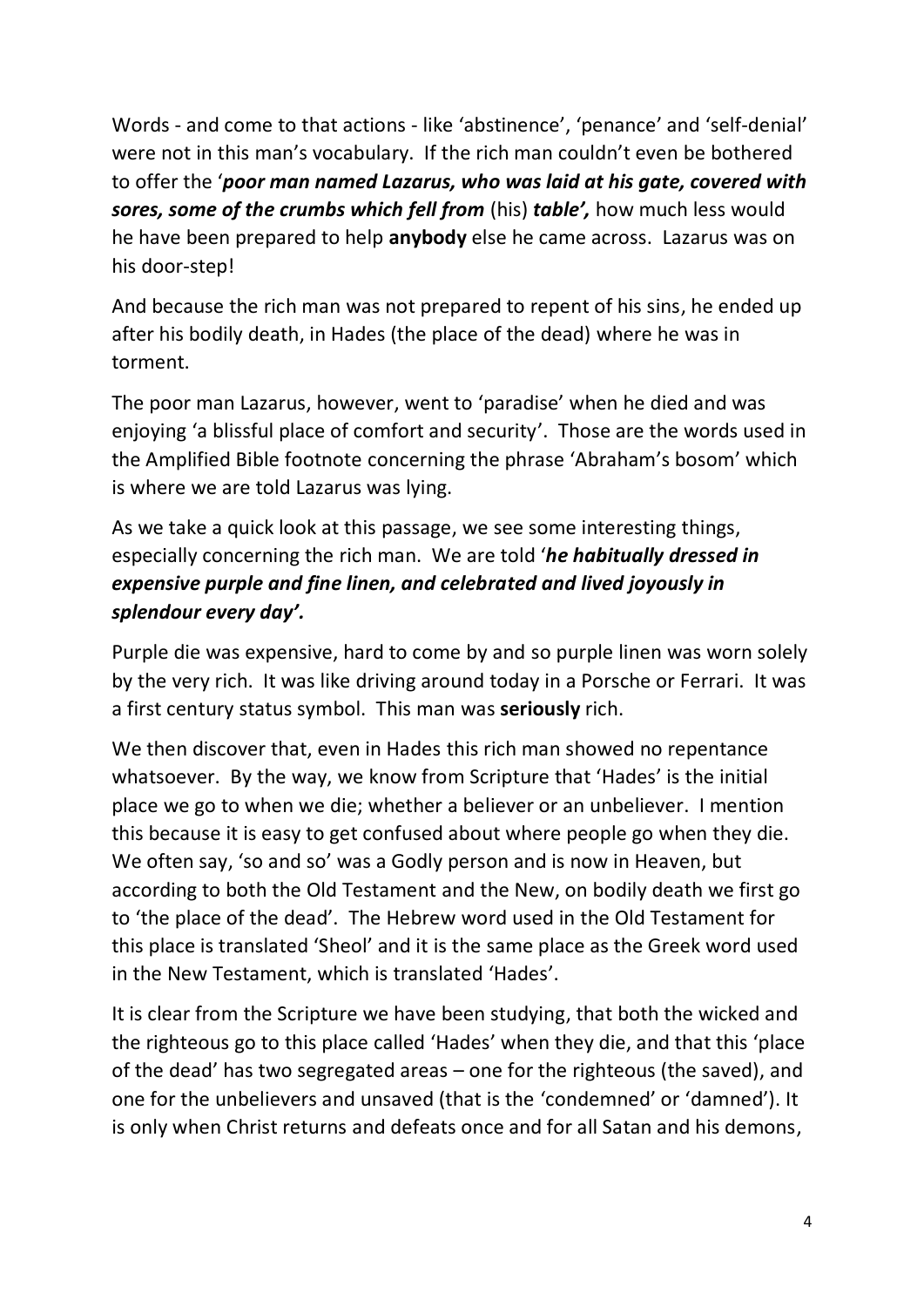Words - and come to that actions - like 'abstinence', 'penance' and 'self-denial' were not in this man's vocabulary. If the rich man couldn't even be bothered to offer the '***poor man named Lazarus, who was laid at his gate, covered with sores, some of the crumbs which fell from*** (his) ***table',*** how much less would he have been prepared to help **anybody** else he came across. Lazarus was on his door-step!

And because the rich man was not prepared to repent of his sins, he ended up after his bodily death, in Hades (the place of the dead) where he was in torment.

The poor man Lazarus, however, went to 'paradise' when he died and was enjoying 'a blissful place of comfort and security'. Those are the words used in the Amplified Bible footnote concerning the phrase 'Abraham's bosom' which is where we are told Lazarus was lying.

As we take a quick look at this passage, we see some interesting things, especially concerning the rich man. We are told '***he habitually dressed in expensive purple and fine linen, and celebrated and lived joyously in splendour every day'.***

Purple die was expensive, hard to come by and so purple linen was worn solely by the very rich. It was like driving around today in a Porsche or Ferrari. It was a first century status symbol. This man was **seriously** rich.

We then discover that, even in Hades this rich man showed no repentance whatsoever. By the way, we know from Scripture that 'Hades' is the initial place we go to when we die; whether a believer or an unbeliever. I mention this because it is easy to get confused about where people go when they die. We often say, 'so and so' was a Godly person and is now in Heaven, but according to both the Old Testament and the New, on bodily death we first go to 'the place of the dead'. The Hebrew word used in the Old Testament for this place is translated 'Sheol' and it is the same place as the Greek word used in the New Testament, which is translated 'Hades'.

It is clear from the Scripture we have been studying, that both the wicked and the righteous go to this place called 'Hades' when they die, and that this 'place of the dead' has two segregated areas – one for the righteous (the saved), and one for the unbelievers and unsaved (that is the 'condemned' or 'damned'). It is only when Christ returns and defeats once and for all Satan and his demons,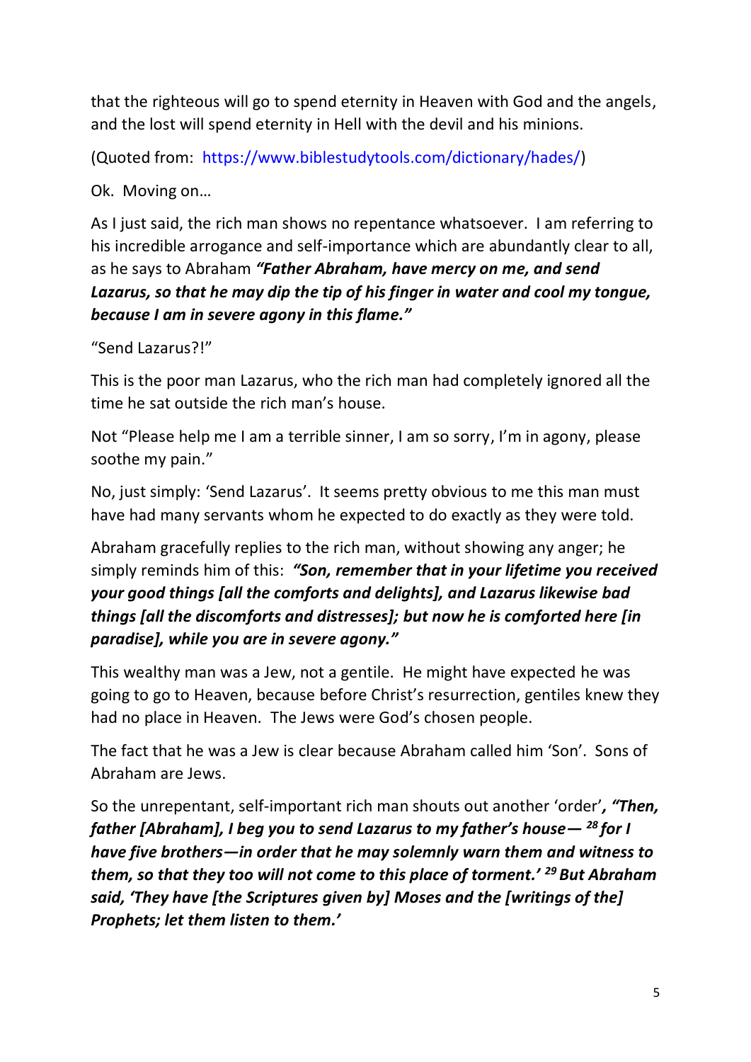that the righteous will go to spend eternity in Heaven with God and the angels, and the lost will spend eternity in Hell with the devil and his minions.

(Quoted from: https://www.biblestudytools.com/dictionary/hades/)

Ok. Moving on…

As I just said, the rich man shows no repentance whatsoever. I am referring to his incredible arrogance and self-importance which are abundantly clear to all, as he says to Abraham ***"Father Abraham, have mercy on me, and send Lazarus, so that he may dip the tip of his finger in water and cool my tongue, because I am in severe agony in this flame."***

"Send Lazarus?!"

This is the poor man Lazarus, who the rich man had completely ignored all the time he sat outside the rich man's house.

Not "Please help me I am a terrible sinner, I am so sorry, I'm in agony, please soothe my pain."

No, just simply: 'Send Lazarus'. It seems pretty obvious to me this man must have had many servants whom he expected to do exactly as they were told.

Abraham gracefully replies to the rich man, without showing any anger; he simply reminds him of this: ***"Son, remember that in your lifetime you received your good things [all the comforts and delights], and Lazarus likewise bad things [all the discomforts and distresses]; but now he is comforted here [in paradise], while you are in severe agony."***

This wealthy man was a Jew, not a gentile. He might have expected he was going to go to Heaven, because before Christ's resurrection, gentiles knew they had no place in Heaven. The Jews were God's chosen people.

The fact that he was a Jew is clear because Abraham called him 'Son'. Sons of Abraham are Jews.

So the unrepentant, self-important rich man shouts out another 'order'***, "Then, father [Abraham], I beg you to send Lazarus to my father's house— [28] for I have five brothers—in order that he may solemnly warn them and witness to them, so that they too will not come to this place of torment.' [29] But Abraham said, 'They have [the Scriptures given by] Moses and the [writings of the] Prophets; let them listen to them.'***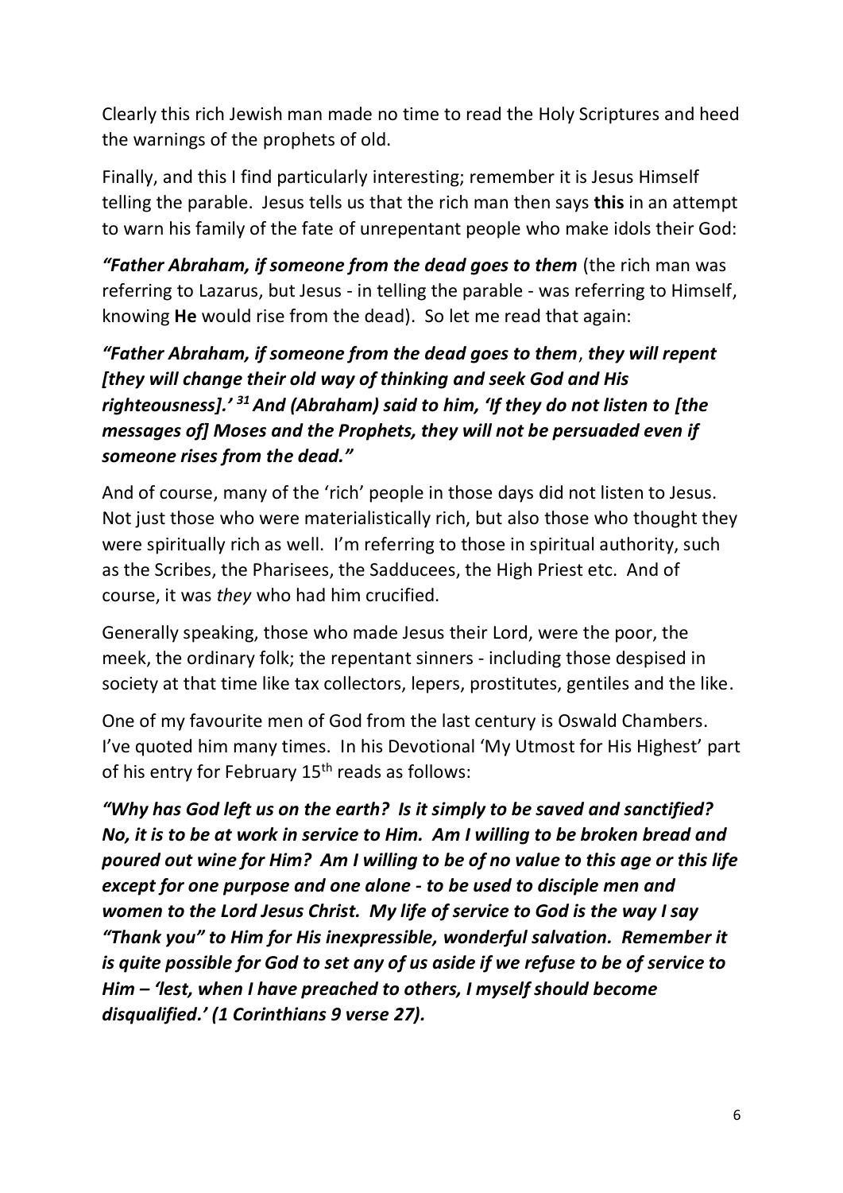Clearly this rich Jewish man made no time to read the Holy Scriptures and heed the warnings of the prophets of old.

Finally, and this I find particularly interesting; remember it is Jesus Himself telling the parable. Jesus tells us that the rich man then says **this** in an attempt to warn his family of the fate of unrepentant people who make idols their God:

***"Father Abraham, if someone from the dead goes to them*** (the rich man was referring to Lazarus, but Jesus - in telling the parable - was referring to Himself, knowing **He** would rise from the dead). So let me read that again:

***"Father Abraham, if someone from the dead goes to them, they will repent [they will change their old way of thinking and seek God and His righteousness].' [31] And (Abraham) said to him, 'If they do not listen to [the messages of] Moses and the Prophets, they will not be persuaded even if someone rises from the dead."***

And of course, many of the 'rich' people in those days did not listen to Jesus. Not just those who were materialistically rich, but also those who thought they were spiritually rich as well. I'm referring to those in spiritual authority, such as the Scribes, the Pharisees, the Sadducees, the High Priest etc. And of course, it was *they* who had him crucified.

Generally speaking, those who made Jesus their Lord, were the poor, the meek, the ordinary folk; the repentant sinners - including those despised in society at that time like tax collectors, lepers, prostitutes, gentiles and the like.

One of my favourite men of God from the last century is Oswald Chambers. I've quoted him many times. In his Devotional 'My Utmost for His Highest' part of his entry for February 15th reads as follows:

***"Why has God left us on the earth? Is it simply to be saved and sanctified? No, it is to be at work in service to Him. Am I willing to be broken bread and poured out wine for Him? Am I willing to be of no value to this age or this life except for one purpose and one alone - to be used to disciple men and women to the Lord Jesus Christ. My life of service to God is the way I say "Thank you" to Him for His inexpressible, wonderful salvation. Remember it is quite possible for God to set any of us aside if we refuse to be of service to Him – 'lest, when I have preached to others, I myself should become disqualified.' (1 Corinthians 9 verse 27).***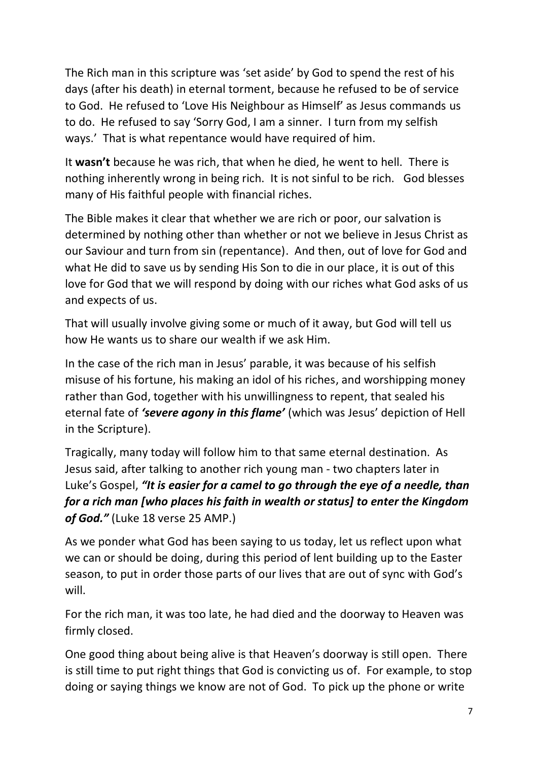The Rich man in this scripture was 'set aside' by God to spend the rest of his days (after his death) in eternal torment, because he refused to be of service to God. He refused to 'Love His Neighbour as Himself' as Jesus commands us to do. He refused to say 'Sorry God, I am a sinner. I turn from my selfish ways.' That is what repentance would have required of him.

It **wasn't** because he was rich, that when he died, he went to hell. There is nothing inherently wrong in being rich. It is not sinful to be rich. God blesses many of His faithful people with financial riches.

The Bible makes it clear that whether we are rich or poor, our salvation is determined by nothing other than whether or not we believe in Jesus Christ as our Saviour and turn from sin (repentance). And then, out of love for God and what He did to save us by sending His Son to die in our place, it is out of this love for God that we will respond by doing with our riches what God asks of us and expects of us.

That will usually involve giving some or much of it away, but God will tell us how He wants us to share our wealth if we ask Him.

In the case of the rich man in Jesus' parable, it was because of his selfish misuse of his fortune, his making an idol of his riches, and worshipping money rather than God, together with his unwillingness to repent, that sealed his eternal fate of ***'severe agony in this flame'*** (which was Jesus' depiction of Hell in the Scripture).

Tragically, many today will follow him to that same eternal destination. As Jesus said, after talking to another rich young man - two chapters later in Luke's Gospel, ***"It is easier for a camel to go through the eye of a needle, than for a rich man [who places his faith in wealth or status] to enter the Kingdom of God."*** (Luke 18 verse 25 AMP.)

As we ponder what God has been saying to us today, let us reflect upon what we can or should be doing, during this period of lent building up to the Easter season, to put in order those parts of our lives that are out of sync with God's will.

For the rich man, it was too late, he had died and the doorway to Heaven was firmly closed.

One good thing about being alive is that Heaven's doorway is still open. There is still time to put right things that God is convicting us of. For example, to stop doing or saying things we know are not of God. To pick up the phone or write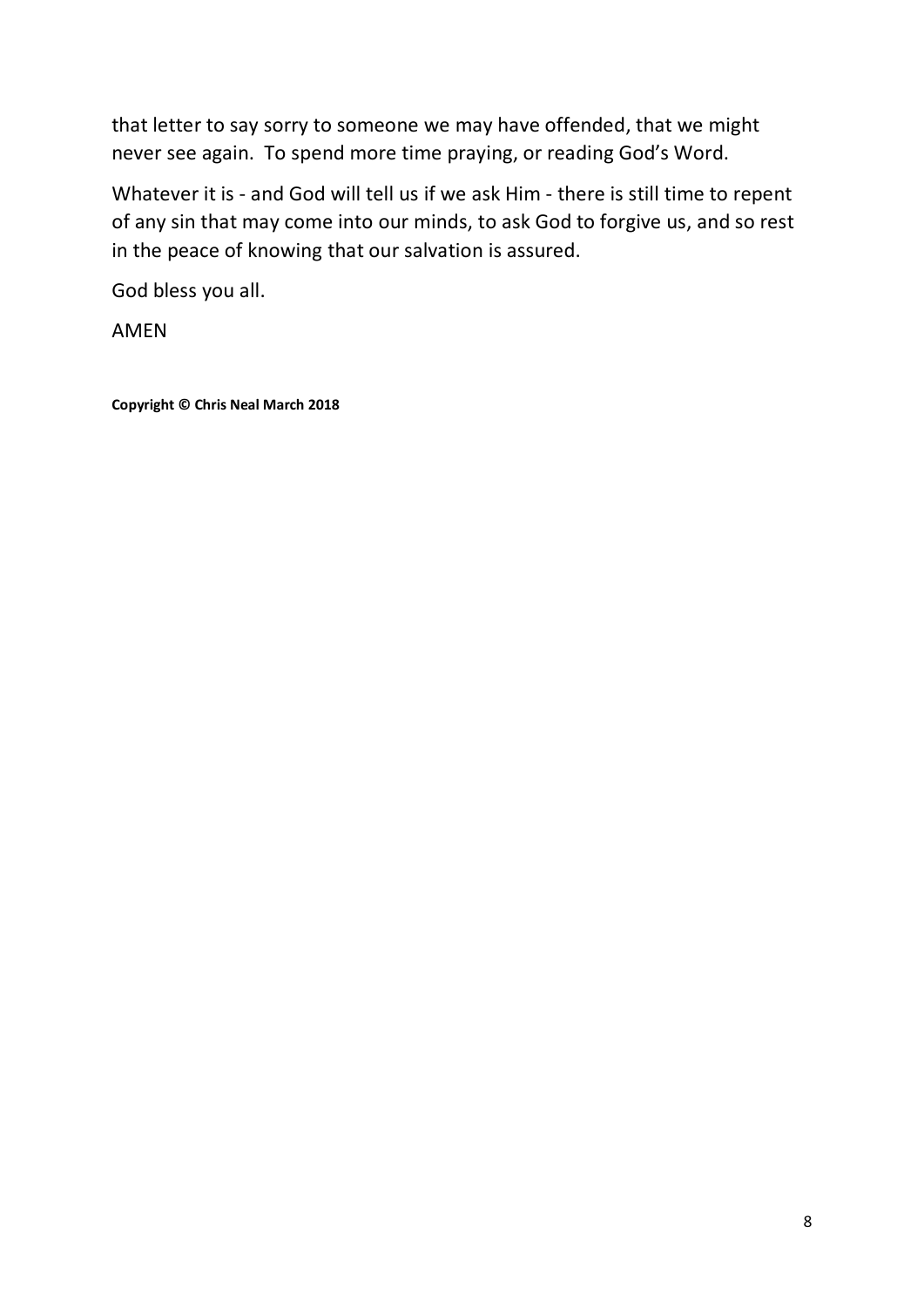that letter to say sorry to someone we may have offended, that we might never see again. To spend more time praying, or reading God's Word.

Whatever it is - and God will tell us if we ask Him - there is still time to repent of any sin that may come into our minds, to ask God to forgive us, and so rest in the peace of knowing that our salvation is assured.

God bless you all.

AMEN

**Copyright © Chris Neal March 2018**